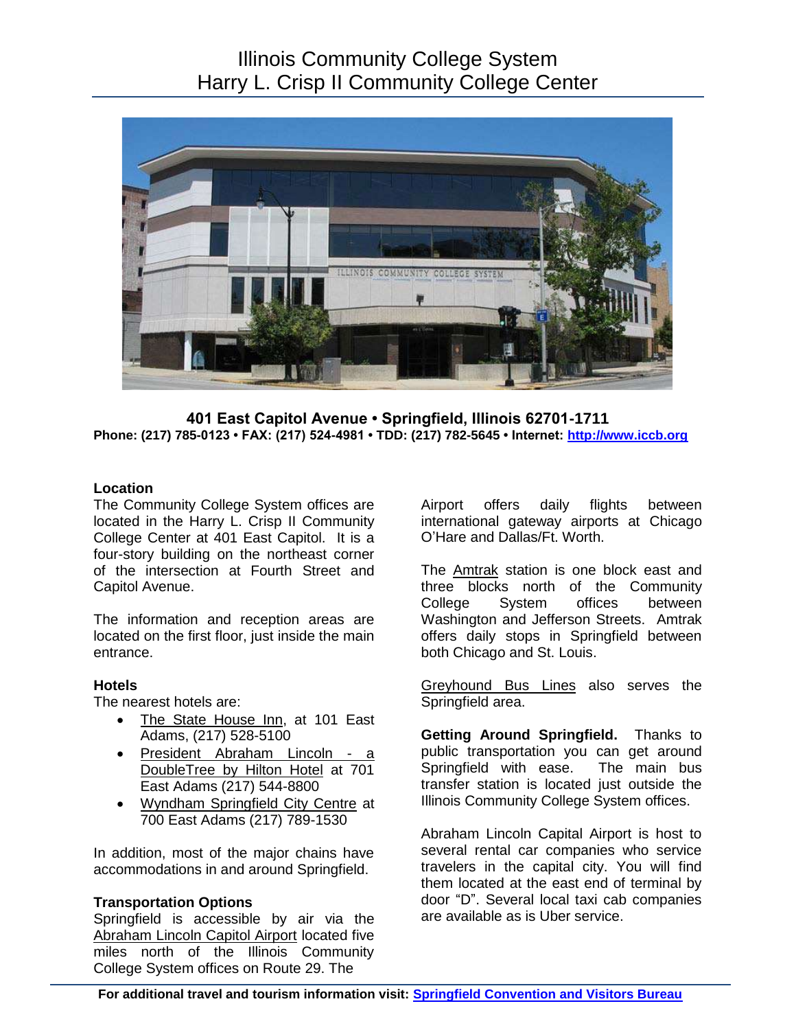# Illinois Community College System
# Harry L. Crisp II Community College Center

**401 East Capitol Avenue • Springfield, Illinois 62701-1711**
**Phone: (217) 785-0123 • FAX: (217) 524-4981 • TDD: (217) 782-5645 • Internet: [http://www.iccb.org](http://www.iccb.org)**

### Location

The Community College System offices are located in the Harry L. Crisp II Community College Center at 401 East Capitol. It is a four-story building on the northeast corner of the intersection at Fourth Street and Capitol Avenue.

The information and reception areas are located on the first floor, just inside the main entrance.

### Hotels

The nearest hotels are:

- The State House Inn, at 101 East Adams, (217) 528-5100
- President Abraham Lincoln - a DoubleTree by Hilton Hotel at 701 East Adams (217) 544-8800
- Wyndham Springfield City Centre at 700 East Adams (217) 789-1530

In addition, most of the major chains have accommodations in and around Springfield.

### Transportation Options

Springfield is accessible by air via the Abraham Lincoln Capitol Airport located five miles north of the Illinois Community College System offices on Route 29. The Airport offers daily flights between international gateway airports at Chicago O'Hare and Dallas/Ft. Worth.

The Amtrak station is one block east and three blocks north of the Community College System offices between Washington and Jefferson Streets. Amtrak offers daily stops in Springfield between both Chicago and St. Louis.

Greyhound Bus Lines also serves the Springfield area.

**Getting Around Springfield.** Thanks to public transportation you can get around Springfield with ease. The main bus transfer station is located just outside the Illinois Community College System offices.

Abraham Lincoln Capital Airport is host to several rental car companies who service travelers in the capital city. You will find them located at the east end of terminal by door "D". Several local taxi cab companies are available as is Uber service.

**For additional travel and tourism information visit: Springfield Convention and Visitors Bureau**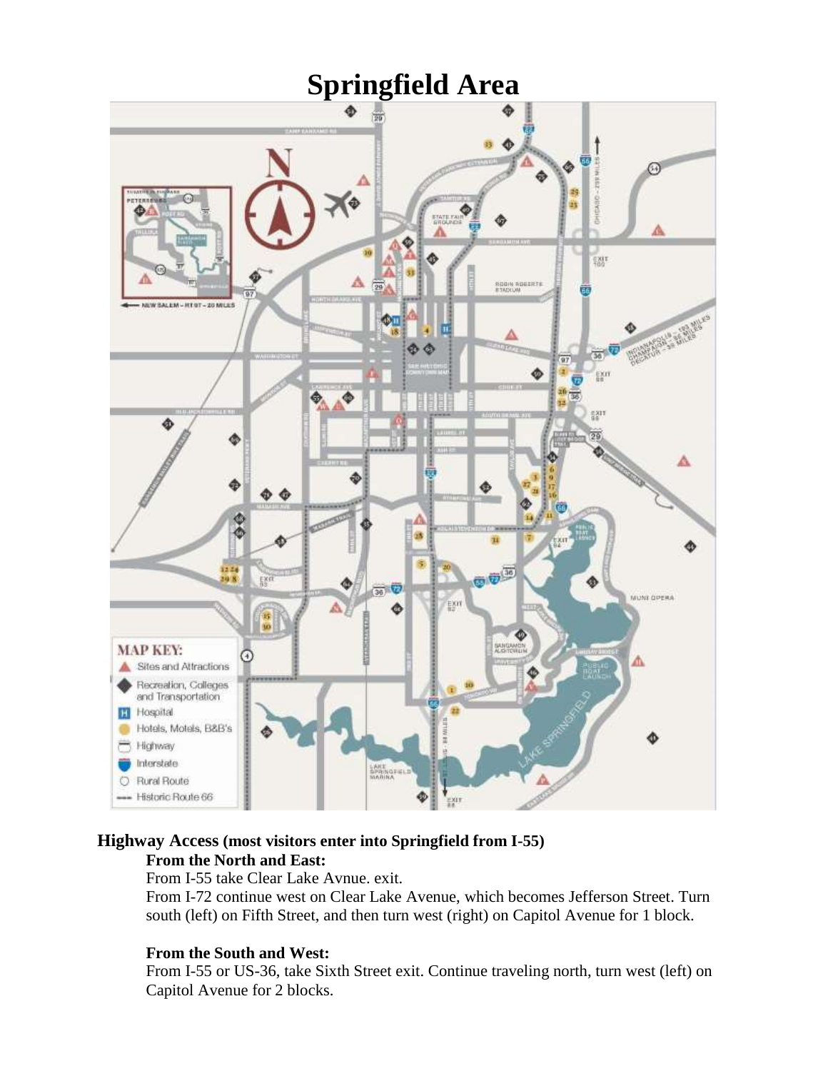# Springfield Area

## Highway Access (most visitors enter into Springfield from I-55)

**From the North and East:**

From I-55 take Clear Lake Avnue. exit.

From I-72 continue west on Clear Lake Avenue, which becomes Jefferson Street. Turn south (left) on Fifth Street, and then turn west (right) on Capitol Avenue for 1 block.

**From the South and West:**

From I-55 or US-36, take Sixth Street exit. Continue traveling north, turn west (left) on Capitol Avenue for 2 blocks.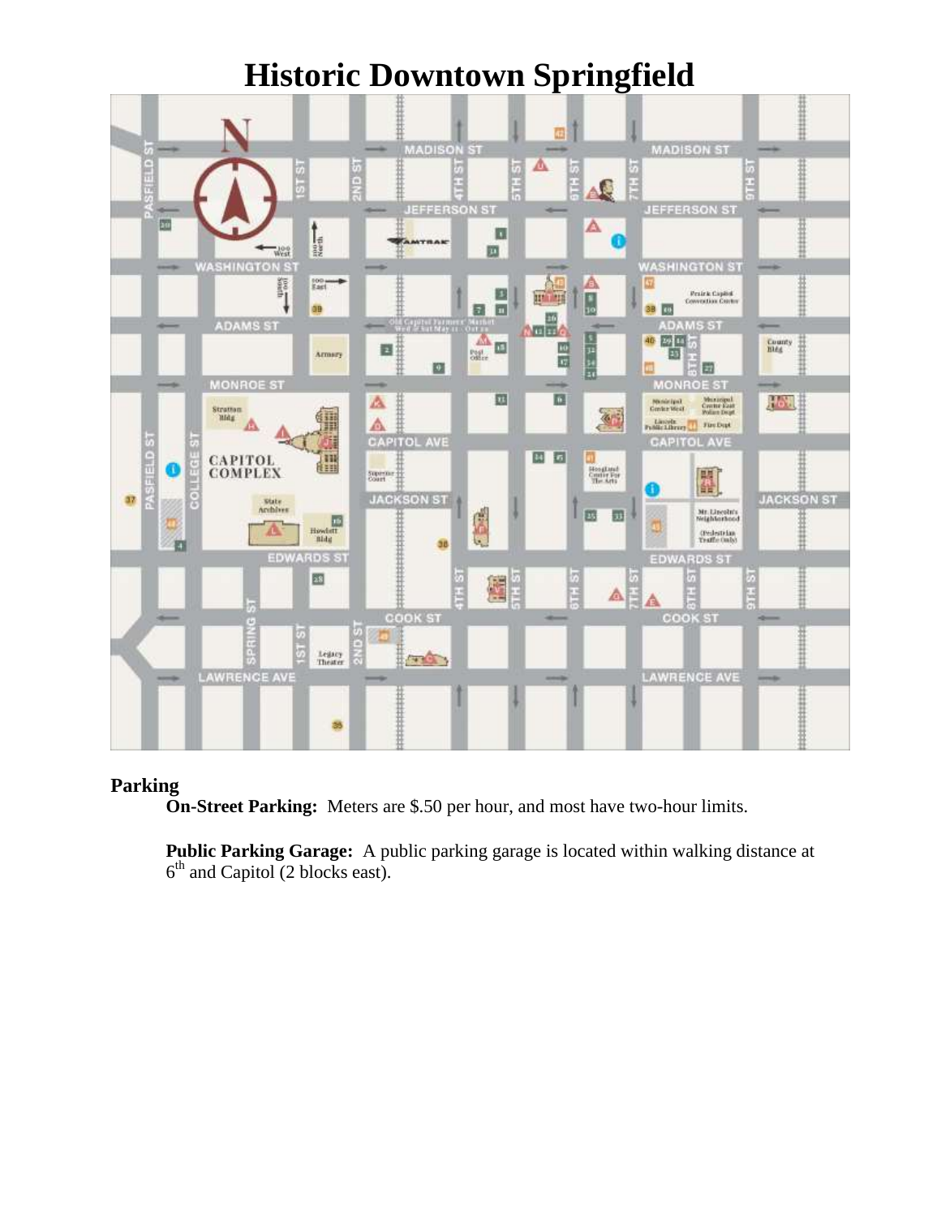# Historic Downtown Springfield

MADISON ST
JEFFERSON ST
WASHINGTON ST
ADAMS ST
MONROE ST
CAPITOL AVE
JACKSON ST
EDWARDS ST
COOK ST
LAWRENCE AVE
PASFIELD ST
COLLEGE ST
SPRING ST
1ST ST
2ND ST
4TH ST
5TH ST
6TH ST
7TH ST
8TH ST
9TH ST
AMTRAK
Armory
Stratton Bldg
CAPITOL COMPLEX
State Archives
Howlett Bldg
Supreme Court
Post Office
Old Capitol Farmers' Market Wed & Sat May 11 - Oct 29
Prairie Capital Convention Center
County Bldg
Municipal Center West
Municipal Center East Police Dept
Lincoln Public Library
Fire Dept
Hoogland Center For The Arts
Mr. Lincoln's Neighborhood (Pedestrian Traffic Only)
Legacy Theater

## Parking

**On-Street Parking:** Meters are $.50 per hour, and most have two-hour limits.

**Public Parking Garage:** A public parking garage is located within walking distance at 6th and Capitol (2 blocks east).